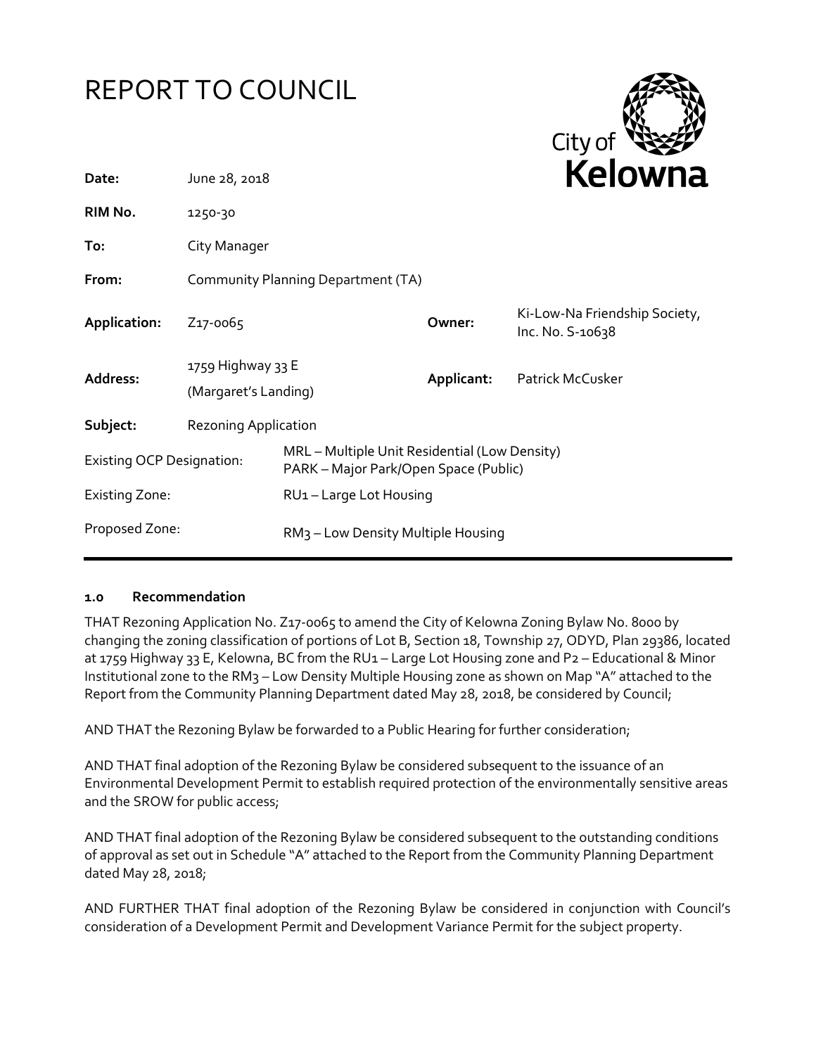# REPORT TO COUNCIL

City of **Kelowna**

| | | | |
|---|---|---|---|
| **Date:** | June 28, 2018 | | |
| **RIM No.** | 1250-30 | | |
| **To:** | City Manager | | |
| **From:** | Community Planning Department (TA) | | |
| **Application:** | Z17-0065 | **Owner:** | Ki-Low-Na Friendship Society, Inc. No. S-10638 |
| **Address:** | 1759 Highway 33 E (Margaret's Landing) | **Applicant:** | Patrick McCusker |
| **Subject:** | Rezoning Application | | |
| Existing OCP Designation: | MRL – Multiple Unit Residential (Low Density) PARK – Major Park/Open Space (Public) | | |
| Existing Zone: | RU1 – Large Lot Housing | | |
| Proposed Zone: | RM3 – Low Density Multiple Housing | | |

## 1.0 Recommendation

THAT Rezoning Application No. Z17-0065 to amend the City of Kelowna Zoning Bylaw No. 8000 by changing the zoning classification of portions of Lot B, Section 18, Township 27, ODYD, Plan 29386, located at 1759 Highway 33 E, Kelowna, BC from the RU1 – Large Lot Housing zone and P2 – Educational & Minor Institutional zone to the RM3 – Low Density Multiple Housing zone as shown on Map "A" attached to the Report from the Community Planning Department dated May 28, 2018, be considered by Council;

AND THAT the Rezoning Bylaw be forwarded to a Public Hearing for further consideration;

AND THAT final adoption of the Rezoning Bylaw be considered subsequent to the issuance of an Environmental Development Permit to establish required protection of the environmentally sensitive areas and the SROW for public access;

AND THAT final adoption of the Rezoning Bylaw be considered subsequent to the outstanding conditions of approval as set out in Schedule "A" attached to the Report from the Community Planning Department dated May 28, 2018;

AND FURTHER THAT final adoption of the Rezoning Bylaw be considered in conjunction with Council's consideration of a Development Permit and Development Variance Permit for the subject property.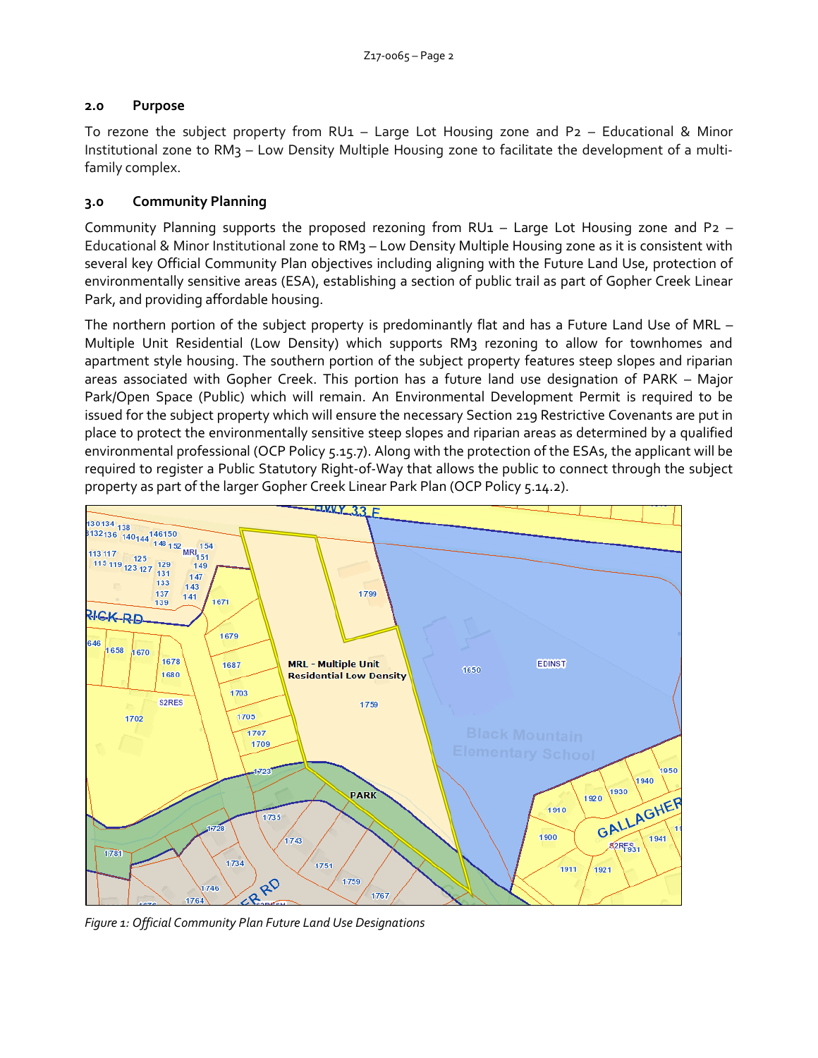## 2.0 Purpose

To rezone the subject property from RU1 – Large Lot Housing zone and P2 – Educational & Minor Institutional zone to RM3 – Low Density Multiple Housing zone to facilitate the development of a multi-family complex.

## 3.0 Community Planning

Community Planning supports the proposed rezoning from RU1 – Large Lot Housing zone and P2 – Educational & Minor Institutional zone to RM3 – Low Density Multiple Housing zone as it is consistent with several key Official Community Plan objectives including aligning with the Future Land Use, protection of environmentally sensitive areas (ESA), establishing a section of public trail as part of Gopher Creek Linear Park, and providing affordable housing.

The northern portion of the subject property is predominantly flat and has a Future Land Use of MRL – Multiple Unit Residential (Low Density) which supports RM3 rezoning to allow for townhomes and apartment style housing. The southern portion of the subject property features steep slopes and riparian areas associated with Gopher Creek. This portion has a future land use designation of PARK – Major Park/Open Space (Public) which will remain. An Environmental Development Permit is required to be issued for the subject property which will ensure the necessary Section 219 Restrictive Covenants are put in place to protect the environmentally sensitive steep slopes and riparian areas as determined by a qualified environmental professional (OCP Policy 5.15.7). Along with the protection of the ESAs, the applicant will be required to register a Public Statutory Right-of-Way that allows the public to connect through the subject property as part of the larger Gopher Creek Linear Park Plan (OCP Policy 5.14.2).

*Figure 1: Official Community Plan Future Land Use Designations*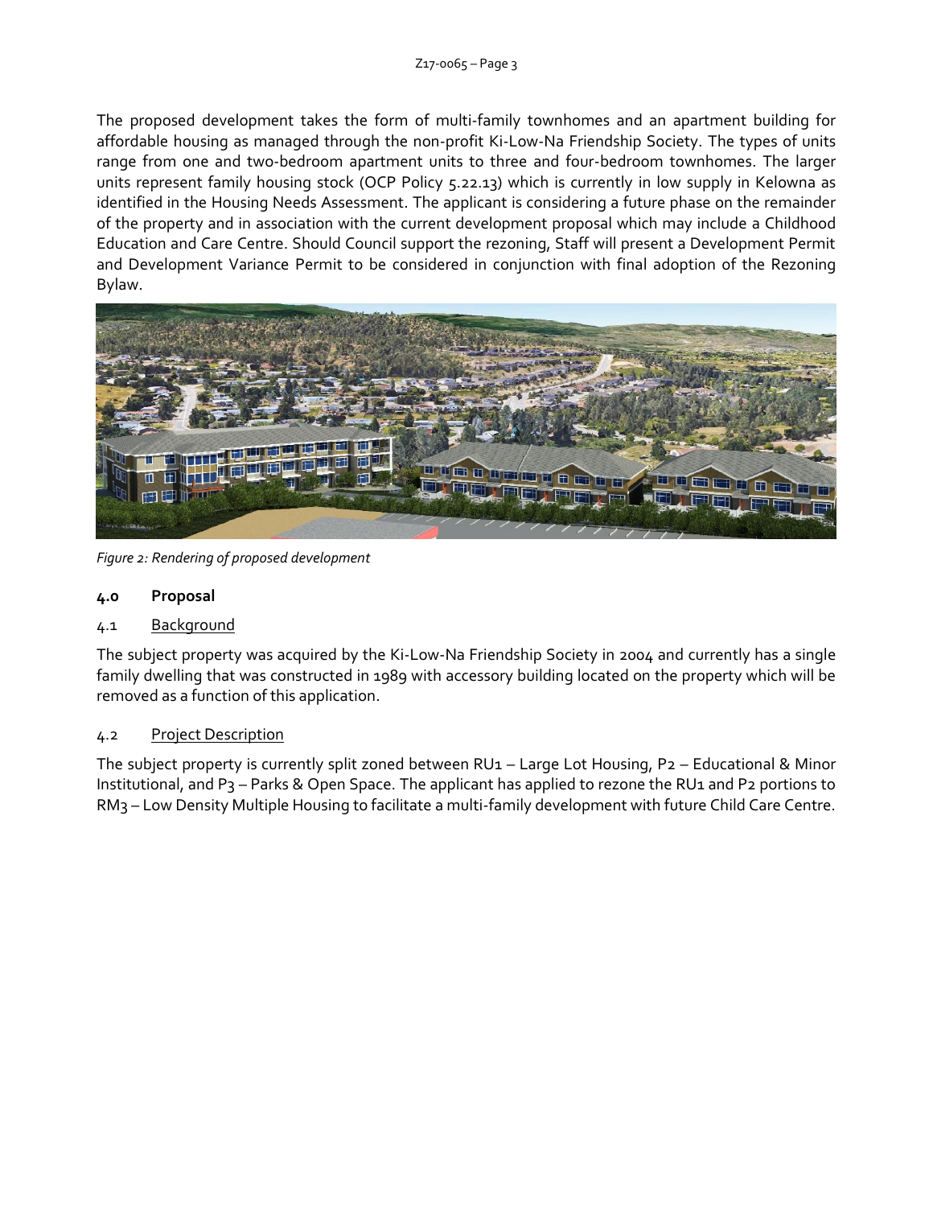The proposed development takes the form of multi-family townhomes and an apartment building for affordable housing as managed through the non-profit Ki-Low-Na Friendship Society. The types of units range from one and two-bedroom apartment units to three and four-bedroom townhomes. The larger units represent family housing stock (OCP Policy 5.22.13) which is currently in low supply in Kelowna as identified in the Housing Needs Assessment. The applicant is considering a future phase on the remainder of the property and in association with the current development proposal which may include a Childhood Education and Care Centre. Should Council support the rezoning, Staff will present a Development Permit and Development Variance Permit to be considered in conjunction with final adoption of the Rezoning Bylaw.

*Figure 2: Rendering of proposed development*

## 4.0 Proposal

### 4.1 Background

The subject property was acquired by the Ki-Low-Na Friendship Society in 2004 and currently has a single family dwelling that was constructed in 1989 with accessory building located on the property which will be removed as a function of this application.

### 4.2 Project Description

The subject property is currently split zoned between RU1 – Large Lot Housing, P2 – Educational & Minor Institutional, and P3 – Parks & Open Space. The applicant has applied to rezone the RU1 and P2 portions to RM3 – Low Density Multiple Housing to facilitate a multi-family development with future Child Care Centre.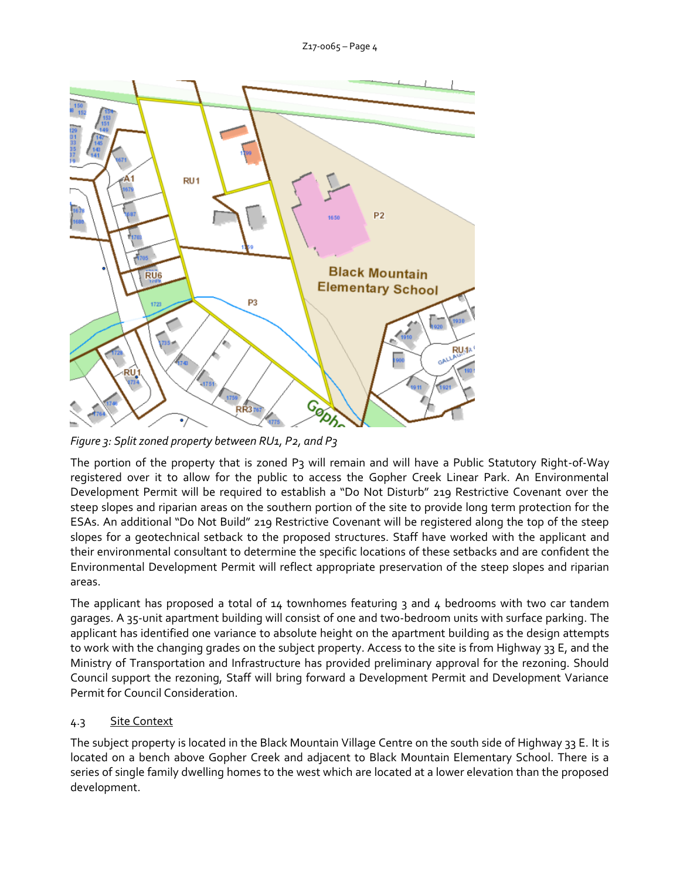*Figure 3: Split zoned property between RU1, P2, and P3*

The portion of the property that is zoned P3 will remain and will have a Public Statutory Right-of-Way registered over it to allow for the public to access the Gopher Creek Linear Park. An Environmental Development Permit will be required to establish a "Do Not Disturb" 219 Restrictive Covenant over the steep slopes and riparian areas on the southern portion of the site to provide long term protection for the ESAs. An additional "Do Not Build" 219 Restrictive Covenant will be registered along the top of the steep slopes for a geotechnical setback to the proposed structures. Staff have worked with the applicant and their environmental consultant to determine the specific locations of these setbacks and are confident the Environmental Development Permit will reflect appropriate preservation of the steep slopes and riparian areas.

The applicant has proposed a total of 14 townhomes featuring 3 and 4 bedrooms with two car tandem garages. A 35-unit apartment building will consist of one and two-bedroom units with surface parking. The applicant has identified one variance to absolute height on the apartment building as the design attempts to work with the changing grades on the subject property. Access to the site is from Highway 33 E, and the Ministry of Transportation and Infrastructure has provided preliminary approval for the rezoning. Should Council support the rezoning, Staff will bring forward a Development Permit and Development Variance Permit for Council Consideration.

### 4.3 Site Context

The subject property is located in the Black Mountain Village Centre on the south side of Highway 33 E. It is located on a bench above Gopher Creek and adjacent to Black Mountain Elementary School. There is a series of single family dwelling homes to the west which are located at a lower elevation than the proposed development.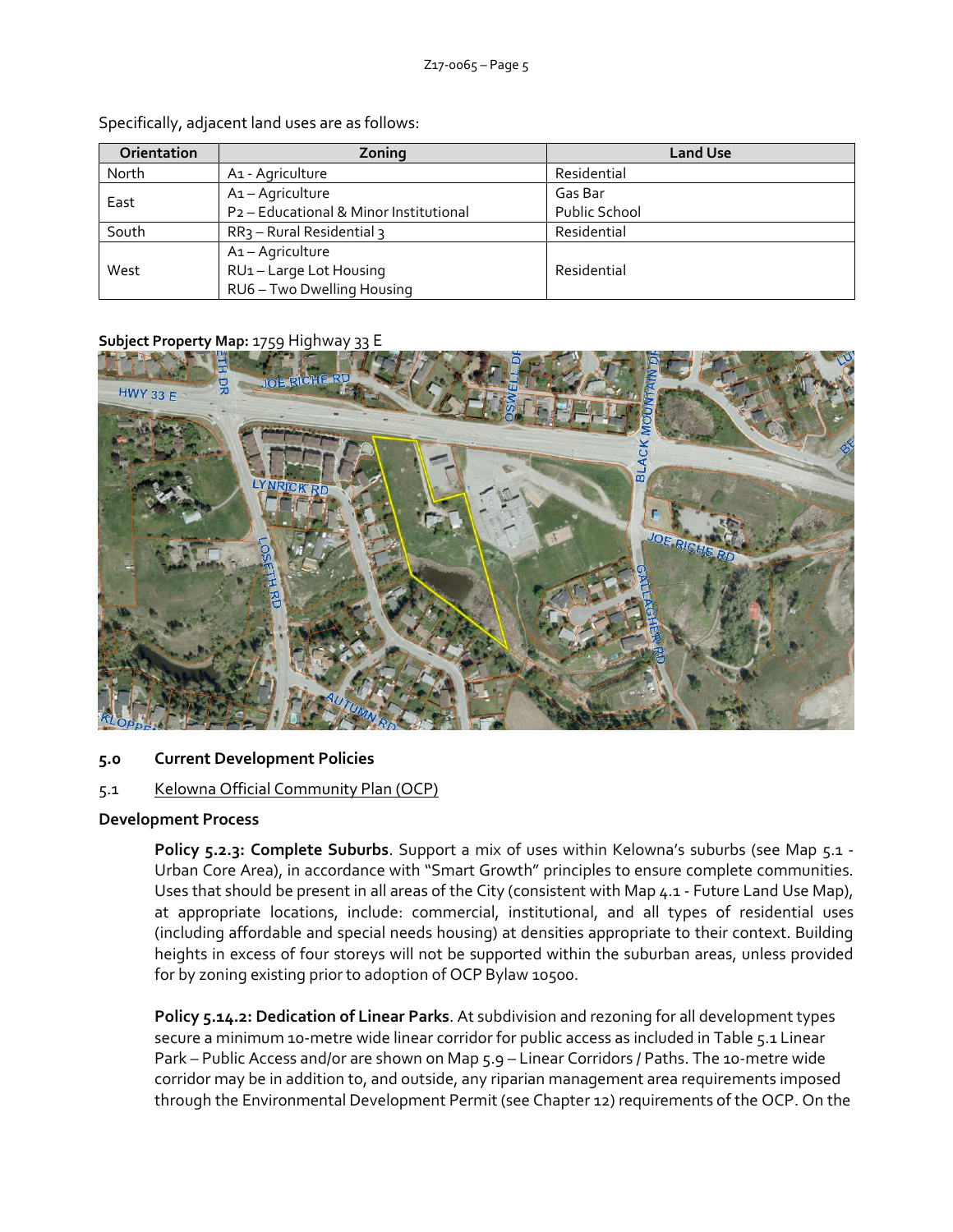Specifically, adjacent land uses are as follows:

| Orientation | Zoning | Land Use |
|---|---|---|
| North | A1 - Agriculture | Residential |
| East | A1 – Agriculture<br>P2 – Educational & Minor Institutional | Gas Bar<br>Public School |
| South | RR3 – Rural Residential 3 | Residential |
| West | A1 – Agriculture<br>RU1 – Large Lot Housing<br>RU6 – Two Dwelling Housing | Residential |

**Subject Property Map:** 1759 Highway 33 E

## 5.0 Current Development Policies

### 5.1 Kelowna Official Community Plan (OCP)

**Development Process**

> **Policy 5.2.3: Complete Suburbs**. Support a mix of uses within Kelowna's suburbs (see Map 5.1 - Urban Core Area), in accordance with "Smart Growth" principles to ensure complete communities. Uses that should be present in all areas of the City (consistent with Map 4.1 - Future Land Use Map), at appropriate locations, include: commercial, institutional, and all types of residential uses (including affordable and special needs housing) at densities appropriate to their context. Building heights in excess of four storeys will not be supported within the suburban areas, unless provided for by zoning existing prior to adoption of OCP Bylaw 10500.

> **Policy 5.14.2: Dedication of Linear Parks**. At subdivision and rezoning for all development types secure a minimum 10-metre wide linear corridor for public access as included in Table 5.1 Linear Park – Public Access and/or are shown on Map 5.9 – Linear Corridors / Paths. The 10-metre wide corridor may be in addition to, and outside, any riparian management area requirements imposed through the Environmental Development Permit (see Chapter 12) requirements of the OCP. On the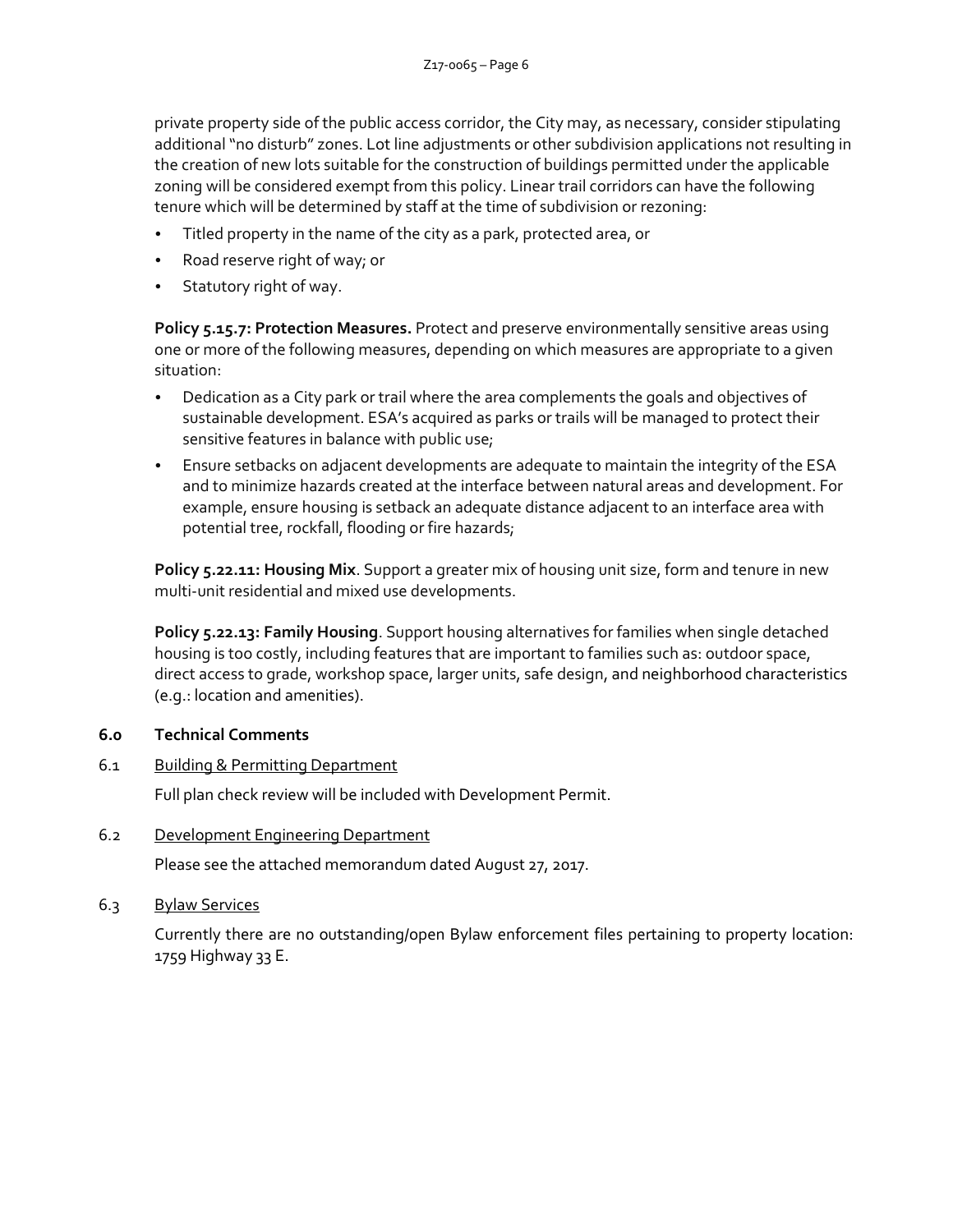private property side of the public access corridor, the City may, as necessary, consider stipulating additional "no disturb" zones. Lot line adjustments or other subdivision applications not resulting in the creation of new lots suitable for the construction of buildings permitted under the applicable zoning will be considered exempt from this policy. Linear trail corridors can have the following tenure which will be determined by staff at the time of subdivision or rezoning:

- Titled property in the name of the city as a park, protected area, or
- Road reserve right of way; or
- Statutory right of way.

**Policy 5.15.7: Protection Measures.** Protect and preserve environmentally sensitive areas using one or more of the following measures, depending on which measures are appropriate to a given situation:

- Dedication as a City park or trail where the area complements the goals and objectives of sustainable development. ESA's acquired as parks or trails will be managed to protect their sensitive features in balance with public use;
- Ensure setbacks on adjacent developments are adequate to maintain the integrity of the ESA and to minimize hazards created at the interface between natural areas and development. For example, ensure housing is setback an adequate distance adjacent to an interface area with potential tree, rockfall, flooding or fire hazards;

**Policy 5.22.11: Housing Mix**. Support a greater mix of housing unit size, form and tenure in new multi-unit residential and mixed use developments.

**Policy 5.22.13: Family Housing**. Support housing alternatives for families when single detached housing is too costly, including features that are important to families such as: outdoor space, direct access to grade, workshop space, larger units, safe design, and neighborhood characteristics (e.g.: location and amenities).

## 6.0 Technical Comments

### 6.1 Building & Permitting Department

Full plan check review will be included with Development Permit.

### 6.2 Development Engineering Department

Please see the attached memorandum dated August 27, 2017.

### 6.3 Bylaw Services

Currently there are no outstanding/open Bylaw enforcement files pertaining to property location: 1759 Highway 33 E.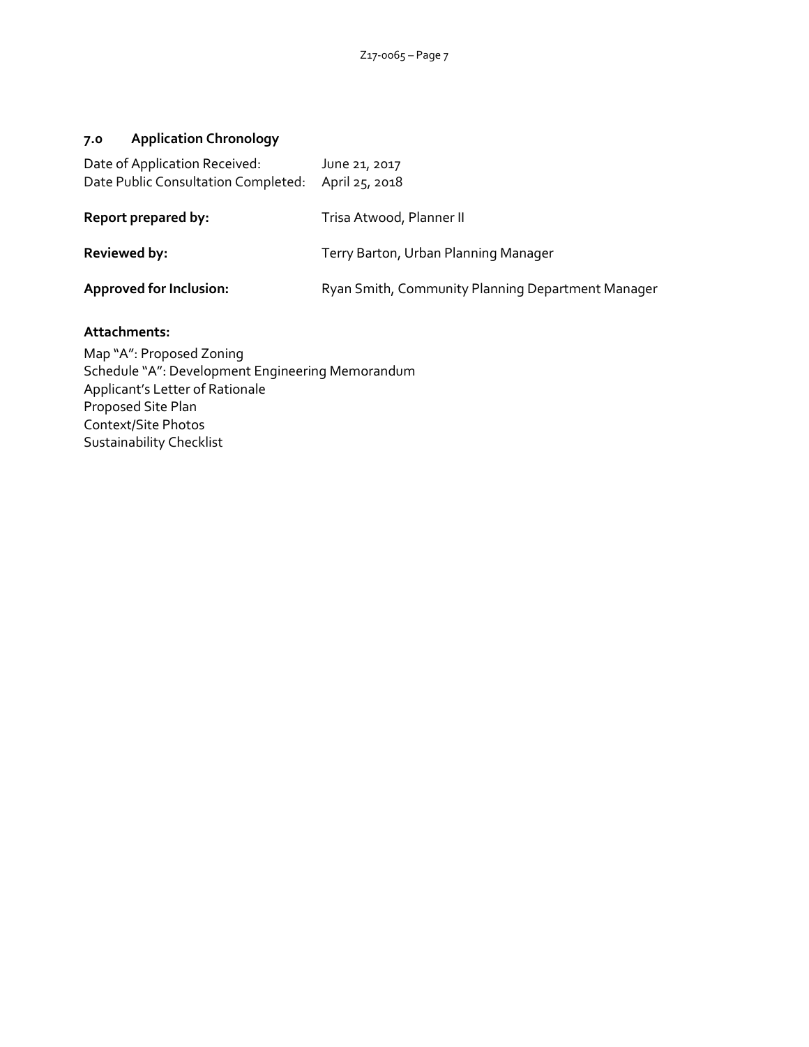## 7.0 Application Chronology

Date of Application Received: June 21, 2017
Date Public Consultation Completed: April 25, 2018

**Report prepared by:** Trisa Atwood, Planner II

**Reviewed by:** Terry Barton, Urban Planning Manager

**Approved for Inclusion:** Ryan Smith, Community Planning Department Manager

**Attachments:**

Map "A": Proposed Zoning
Schedule "A": Development Engineering Memorandum
Applicant's Letter of Rationale
Proposed Site Plan
Context/Site Photos
Sustainability Checklist